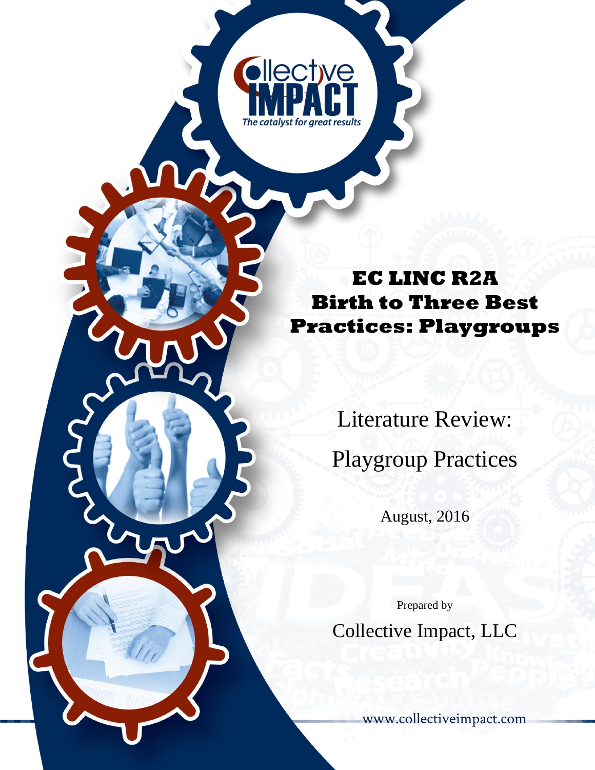# EC LINC R2A Birth to Three Best Practices: Playgroups

## Literature Review: Playgroup Practices

August, 2016

Prepared by

Collective Impact, LLC

www.collectiveimpact.com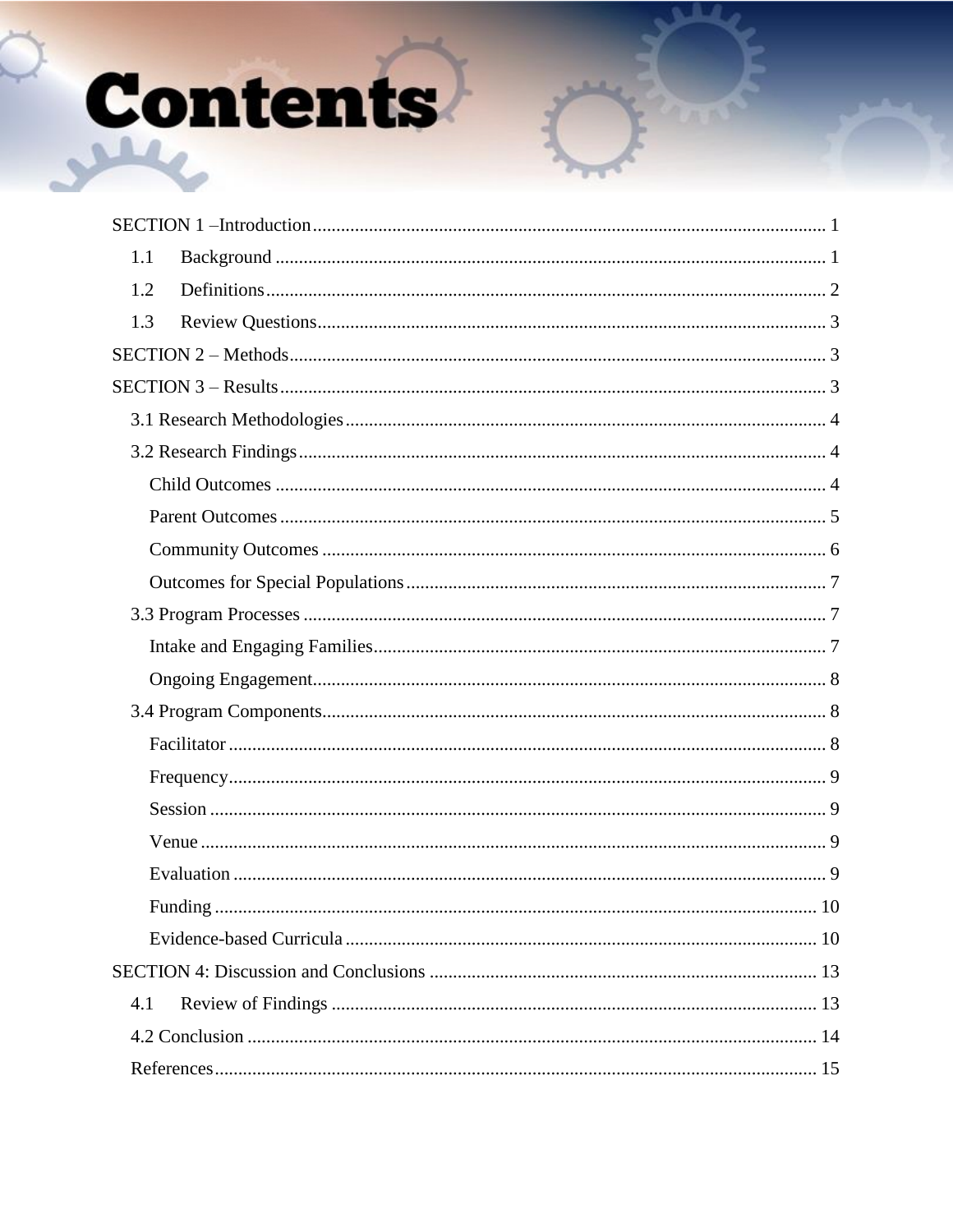# Contents

SECTION 1 –Introduction ........................................ 1

- 1.1 Background ........................................ 1
- 1.2 Definitions ........................................ 2
- 1.3 Review Questions ........................................ 3

SECTION 2 – Methods ........................................ 3

SECTION 3 – Results ........................................ 3

- 3.1 Research Methodologies ........................................ 4
- 3.2 Research Findings ........................................ 4
  - Child Outcomes ........................................ 4
  - Parent Outcomes ........................................ 5
  - Community Outcomes ........................................ 6
  - Outcomes for Special Populations ........................................ 7
- 3.3 Program Processes ........................................ 7
  - Intake and Engaging Families ........................................ 7
  - Ongoing Engagement ........................................ 8
- 3.4 Program Components ........................................ 8
  - Facilitator ........................................ 8
  - Frequency ........................................ 9
  - Session ........................................ 9
  - Venue ........................................ 9
  - Evaluation ........................................ 9
  - Funding ........................................ 10
  - Evidence-based Curricula ........................................ 10

SECTION 4: Discussion and Conclusions ........................................ 13

- 4.1 Review of Findings ........................................ 13
- 4.2 Conclusion ........................................ 14
- References ........................................ 15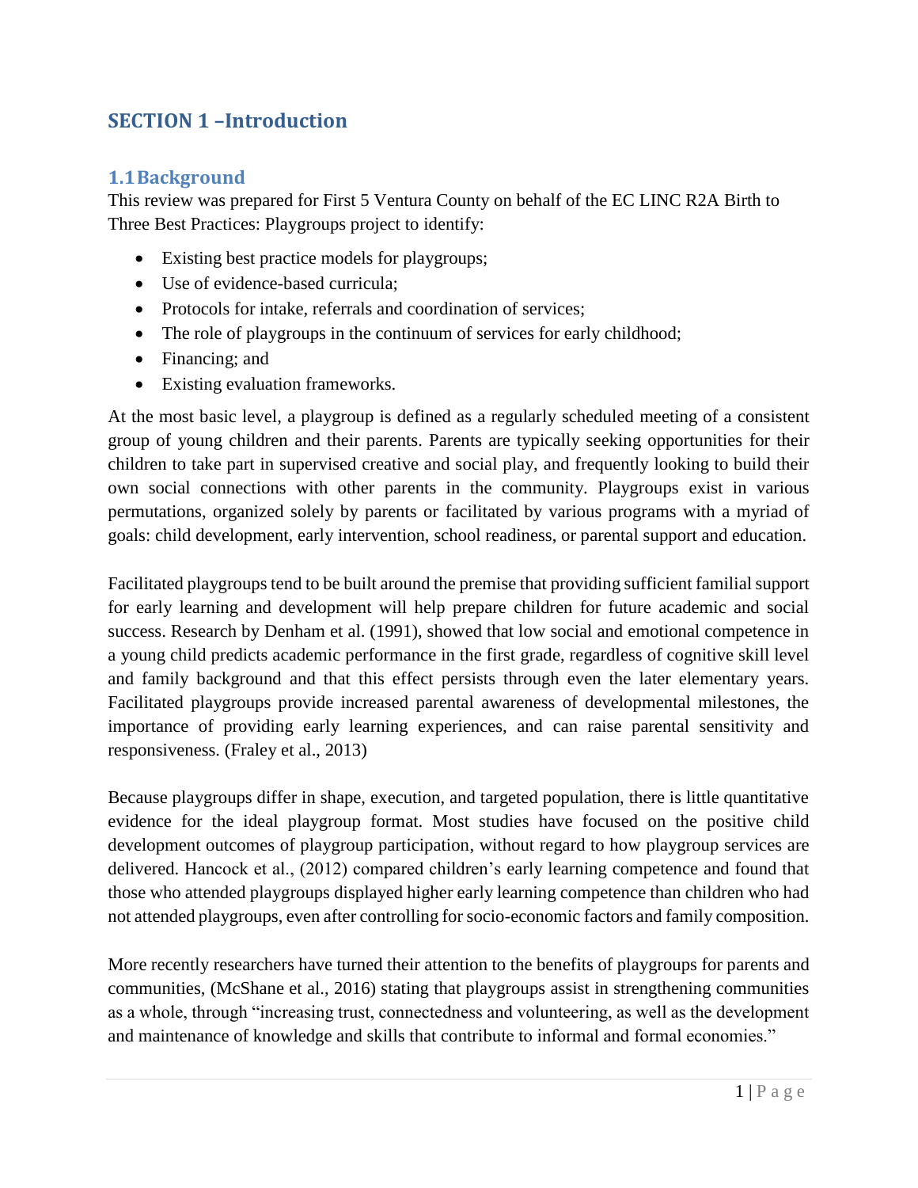# SECTION 1 –Introduction

## 1.1 Background

This review was prepared for First 5 Ventura County on behalf of the EC LINC R2A Birth to Three Best Practices: Playgroups project to identify:

- Existing best practice models for playgroups;
- Use of evidence-based curricula;
- Protocols for intake, referrals and coordination of services;
- The role of playgroups in the continuum of services for early childhood;
- Financing; and
- Existing evaluation frameworks.

At the most basic level, a playgroup is defined as a regularly scheduled meeting of a consistent group of young children and their parents. Parents are typically seeking opportunities for their children to take part in supervised creative and social play, and frequently looking to build their own social connections with other parents in the community. Playgroups exist in various permutations, organized solely by parents or facilitated by various programs with a myriad of goals: child development, early intervention, school readiness, or parental support and education.

Facilitated playgroups tend to be built around the premise that providing sufficient familial support for early learning and development will help prepare children for future academic and social success. Research by Denham et al. (1991), showed that low social and emotional competence in a young child predicts academic performance in the first grade, regardless of cognitive skill level and family background and that this effect persists through even the later elementary years. Facilitated playgroups provide increased parental awareness of developmental milestones, the importance of providing early learning experiences, and can raise parental sensitivity and responsiveness. (Fraley et al., 2013)

Because playgroups differ in shape, execution, and targeted population, there is little quantitative evidence for the ideal playgroup format. Most studies have focused on the positive child development outcomes of playgroup participation, without regard to how playgroup services are delivered. Hancock et al., (2012) compared children's early learning competence and found that those who attended playgroups displayed higher early learning competence than children who had not attended playgroups, even after controlling for socio-economic factors and family composition.

More recently researchers have turned their attention to the benefits of playgroups for parents and communities, (McShane et al., 2016) stating that playgroups assist in strengthening communities as a whole, through "increasing trust, connectedness and volunteering, as well as the development and maintenance of knowledge and skills that contribute to informal and formal economies."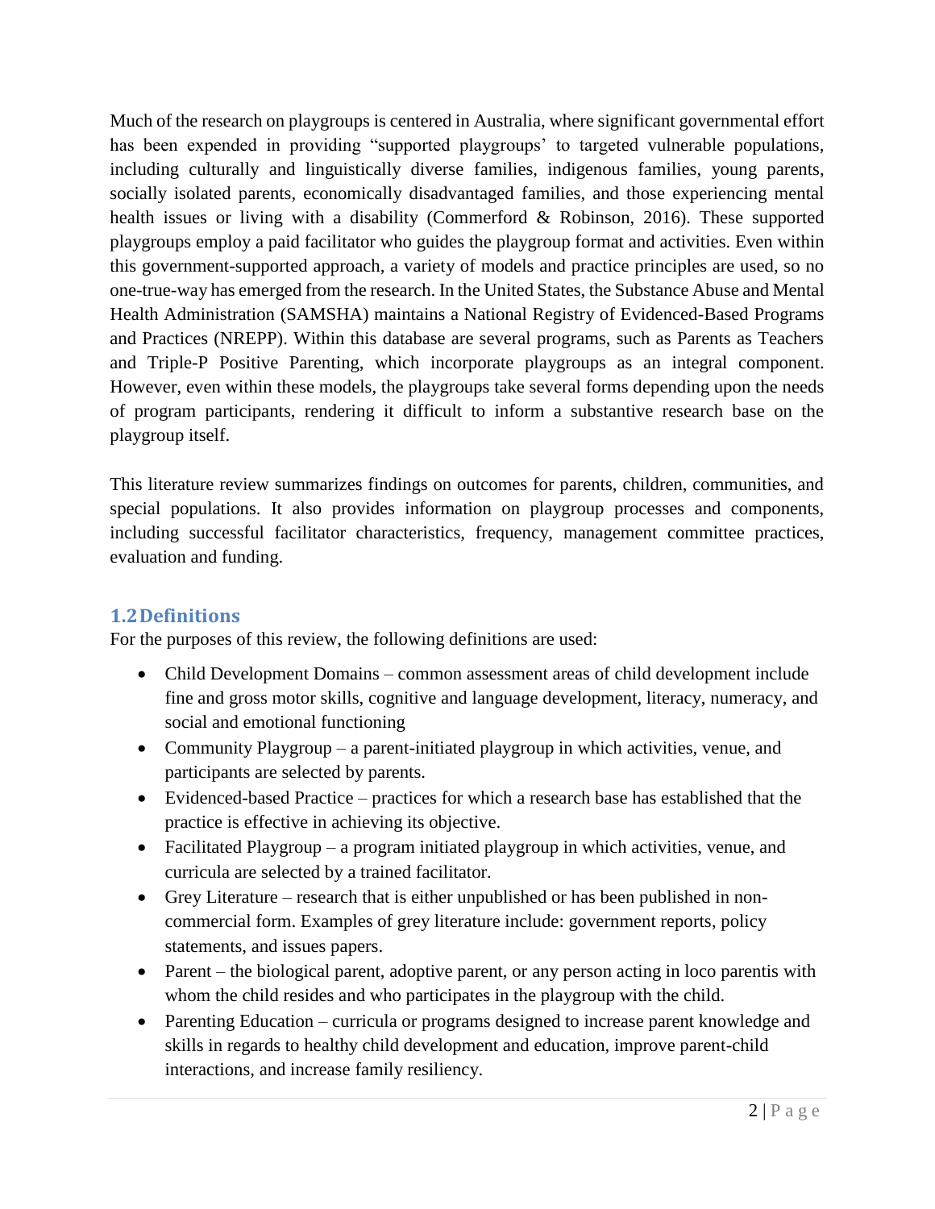Much of the research on playgroups is centered in Australia, where significant governmental effort has been expended in providing "supported playgroups' to targeted vulnerable populations, including culturally and linguistically diverse families, indigenous families, young parents, socially isolated parents, economically disadvantaged families, and those experiencing mental health issues or living with a disability (Commerford & Robinson, 2016). These supported playgroups employ a paid facilitator who guides the playgroup format and activities. Even within this government-supported approach, a variety of models and practice principles are used, so no one-true-way has emerged from the research. In the United States, the Substance Abuse and Mental Health Administration (SAMSHA) maintains a National Registry of Evidenced-Based Programs and Practices (NREPP). Within this database are several programs, such as Parents as Teachers and Triple-P Positive Parenting, which incorporate playgroups as an integral component. However, even within these models, the playgroups take several forms depending upon the needs of program participants, rendering it difficult to inform a substantive research base on the playgroup itself.

This literature review summarizes findings on outcomes for parents, children, communities, and special populations. It also provides information on playgroup processes and components, including successful facilitator characteristics, frequency, management committee practices, evaluation and funding.

## 1.2 Definitions

For the purposes of this review, the following definitions are used:

- Child Development Domains – common assessment areas of child development include fine and gross motor skills, cognitive and language development, literacy, numeracy, and social and emotional functioning
- Community Playgroup – a parent-initiated playgroup in which activities, venue, and participants are selected by parents.
- Evidenced-based Practice – practices for which a research base has established that the practice is effective in achieving its objective.
- Facilitated Playgroup – a program initiated playgroup in which activities, venue, and curricula are selected by a trained facilitator.
- Grey Literature – research that is either unpublished or has been published in non-commercial form. Examples of grey literature include: government reports, policy statements, and issues papers.
- Parent – the biological parent, adoptive parent, or any person acting in loco parentis with whom the child resides and who participates in the playgroup with the child.
- Parenting Education – curricula or programs designed to increase parent knowledge and skills in regards to healthy child development and education, improve parent-child interactions, and increase family resiliency.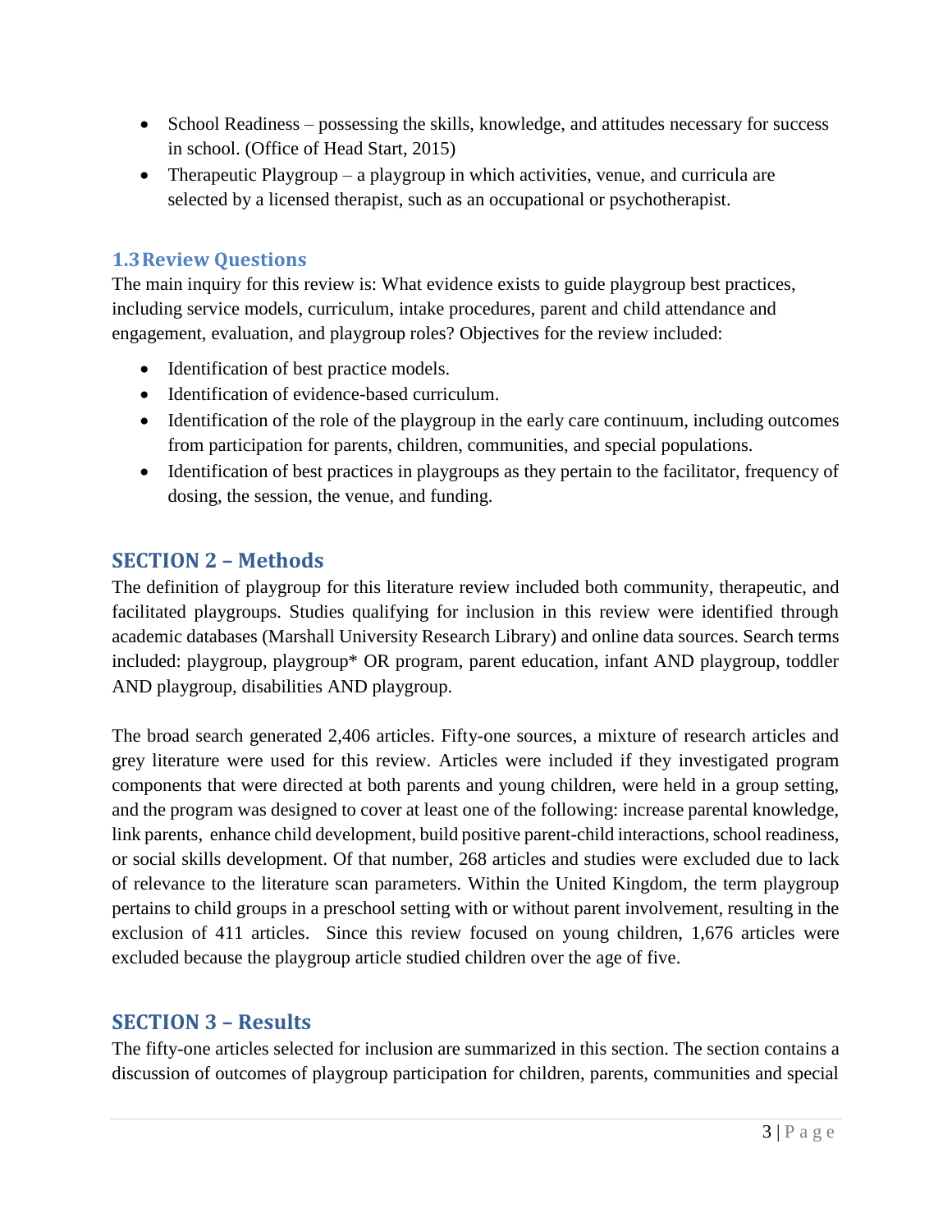- School Readiness – possessing the skills, knowledge, and attitudes necessary for success in school. (Office of Head Start, 2015)
- Therapeutic Playgroup – a playgroup in which activities, venue, and curricula are selected by a licensed therapist, such as an occupational or psychotherapist.

### 1.3 Review Questions

The main inquiry for this review is: What evidence exists to guide playgroup best practices, including service models, curriculum, intake procedures, parent and child attendance and engagement, evaluation, and playgroup roles? Objectives for the review included:

- Identification of best practice models.
- Identification of evidence-based curriculum.
- Identification of the role of the playgroup in the early care continuum, including outcomes from participation for parents, children, communities, and special populations.
- Identification of best practices in playgroups as they pertain to the facilitator, frequency of dosing, the session, the venue, and funding.

## SECTION 2 – Methods

The definition of playgroup for this literature review included both community, therapeutic, and facilitated playgroups. Studies qualifying for inclusion in this review were identified through academic databases (Marshall University Research Library) and online data sources. Search terms included: playgroup, playgroup* OR program, parent education, infant AND playgroup, toddler AND playgroup, disabilities AND playgroup.

The broad search generated 2,406 articles. Fifty-one sources, a mixture of research articles and grey literature were used for this review. Articles were included if they investigated program components that were directed at both parents and young children, were held in a group setting, and the program was designed to cover at least one of the following: increase parental knowledge, link parents, enhance child development, build positive parent-child interactions, school readiness, or social skills development. Of that number, 268 articles and studies were excluded due to lack of relevance to the literature scan parameters. Within the United Kingdom, the term playgroup pertains to child groups in a preschool setting with or without parent involvement, resulting in the exclusion of 411 articles. Since this review focused on young children, 1,676 articles were excluded because the playgroup article studied children over the age of five.

## SECTION 3 – Results

The fifty-one articles selected for inclusion are summarized in this section. The section contains a discussion of outcomes of playgroup participation for children, parents, communities and special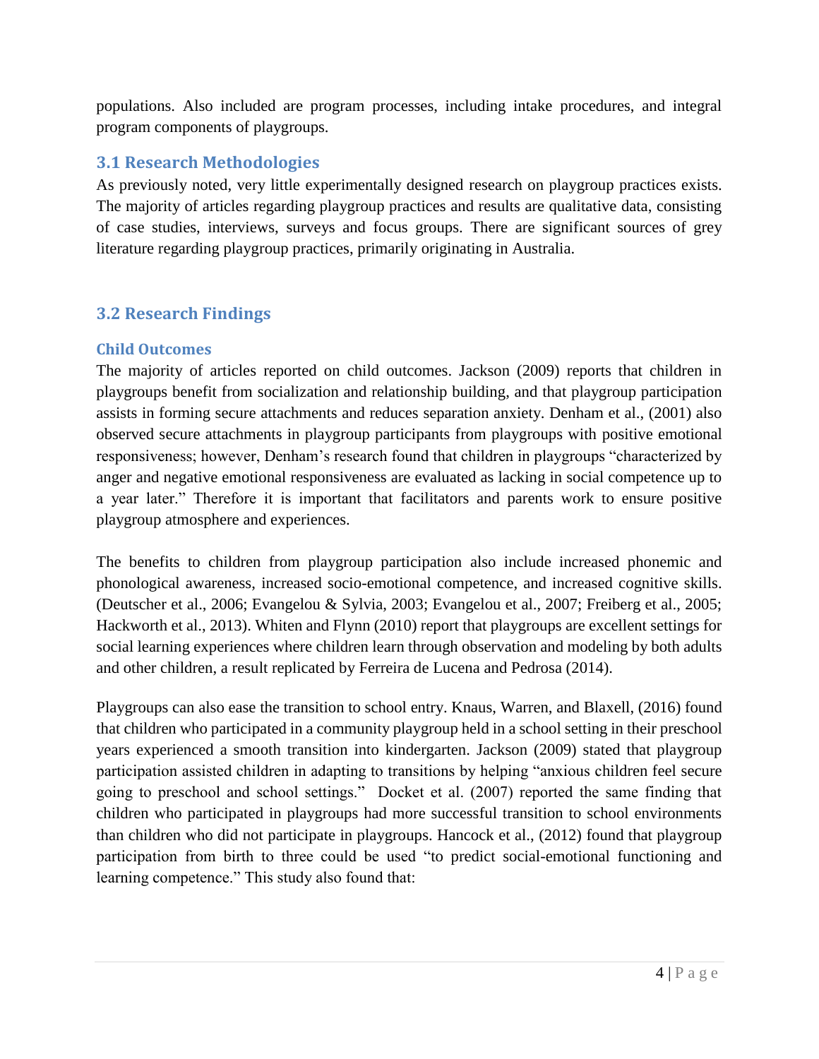populations. Also included are program processes, including intake procedures, and integral program components of playgroups.

## 3.1 Research Methodologies

As previously noted, very little experimentally designed research on playgroup practices exists. The majority of articles regarding playgroup practices and results are qualitative data, consisting of case studies, interviews, surveys and focus groups. There are significant sources of grey literature regarding playgroup practices, primarily originating in Australia.

## 3.2 Research Findings

### Child Outcomes

The majority of articles reported on child outcomes. Jackson (2009) reports that children in playgroups benefit from socialization and relationship building, and that playgroup participation assists in forming secure attachments and reduces separation anxiety. Denham et al., (2001) also observed secure attachments in playgroup participants from playgroups with positive emotional responsiveness; however, Denham's research found that children in playgroups "characterized by anger and negative emotional responsiveness are evaluated as lacking in social competence up to a year later." Therefore it is important that facilitators and parents work to ensure positive playgroup atmosphere and experiences.

The benefits to children from playgroup participation also include increased phonemic and phonological awareness, increased socio-emotional competence, and increased cognitive skills. (Deutscher et al., 2006; Evangelou & Sylvia, 2003; Evangelou et al., 2007; Freiberg et al., 2005; Hackworth et al., 2013). Whiten and Flynn (2010) report that playgroups are excellent settings for social learning experiences where children learn through observation and modeling by both adults and other children, a result replicated by Ferreira de Lucena and Pedrosa (2014).

Playgroups can also ease the transition to school entry. Knaus, Warren, and Blaxell, (2016) found that children who participated in a community playgroup held in a school setting in their preschool years experienced a smooth transition into kindergarten. Jackson (2009) stated that playgroup participation assisted children in adapting to transitions by helping "anxious children feel secure going to preschool and school settings." Docket et al. (2007) reported the same finding that children who participated in playgroups had more successful transition to school environments than children who did not participate in playgroups. Hancock et al., (2012) found that playgroup participation from birth to three could be used "to predict social-emotional functioning and learning competence." This study also found that: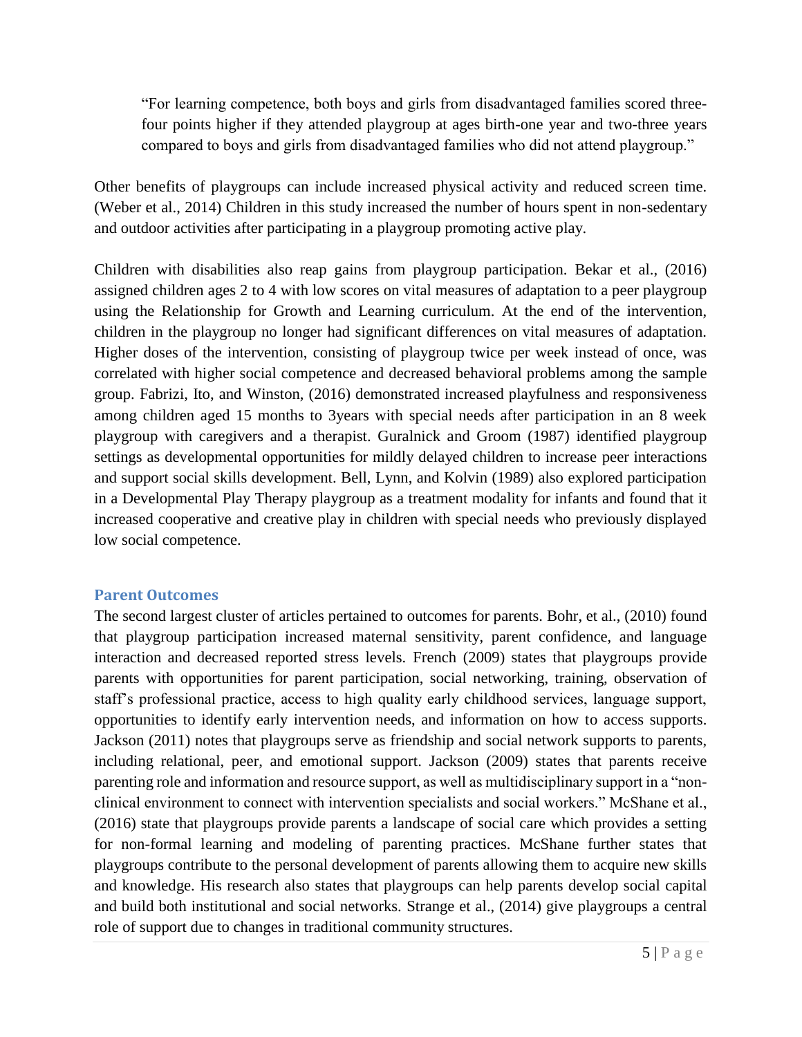> "For learning competence, both boys and girls from disadvantaged families scored three-four points higher if they attended playgroup at ages birth-one year and two-three years compared to boys and girls from disadvantaged families who did not attend playgroup."

Other benefits of playgroups can include increased physical activity and reduced screen time. (Weber et al., 2014) Children in this study increased the number of hours spent in non-sedentary and outdoor activities after participating in a playgroup promoting active play.

Children with disabilities also reap gains from playgroup participation. Bekar et al., (2016) assigned children ages 2 to 4 with low scores on vital measures of adaptation to a peer playgroup using the Relationship for Growth and Learning curriculum. At the end of the intervention, children in the playgroup no longer had significant differences on vital measures of adaptation. Higher doses of the intervention, consisting of playgroup twice per week instead of once, was correlated with higher social competence and decreased behavioral problems among the sample group. Fabrizi, Ito, and Winston, (2016) demonstrated increased playfulness and responsiveness among children aged 15 months to 3years with special needs after participation in an 8 week playgroup with caregivers and a therapist. Guralnick and Groom (1987) identified playgroup settings as developmental opportunities for mildly delayed children to increase peer interactions and support social skills development. Bell, Lynn, and Kolvin (1989) also explored participation in a Developmental Play Therapy playgroup as a treatment modality for infants and found that it increased cooperative and creative play in children with special needs who previously displayed low social competence.

## Parent Outcomes

The second largest cluster of articles pertained to outcomes for parents. Bohr, et al., (2010) found that playgroup participation increased maternal sensitivity, parent confidence, and language interaction and decreased reported stress levels. French (2009) states that playgroups provide parents with opportunities for parent participation, social networking, training, observation of staff's professional practice, access to high quality early childhood services, language support, opportunities to identify early intervention needs, and information on how to access supports. Jackson (2011) notes that playgroups serve as friendship and social network supports to parents, including relational, peer, and emotional support. Jackson (2009) states that parents receive parenting role and information and resource support, as well as multidisciplinary support in a "non-clinical environment to connect with intervention specialists and social workers." McShane et al., (2016) state that playgroups provide parents a landscape of social care which provides a setting for non-formal learning and modeling of parenting practices. McShane further states that playgroups contribute to the personal development of parents allowing them to acquire new skills and knowledge. His research also states that playgroups can help parents develop social capital and build both institutional and social networks. Strange et al., (2014) give playgroups a central role of support due to changes in traditional community structures.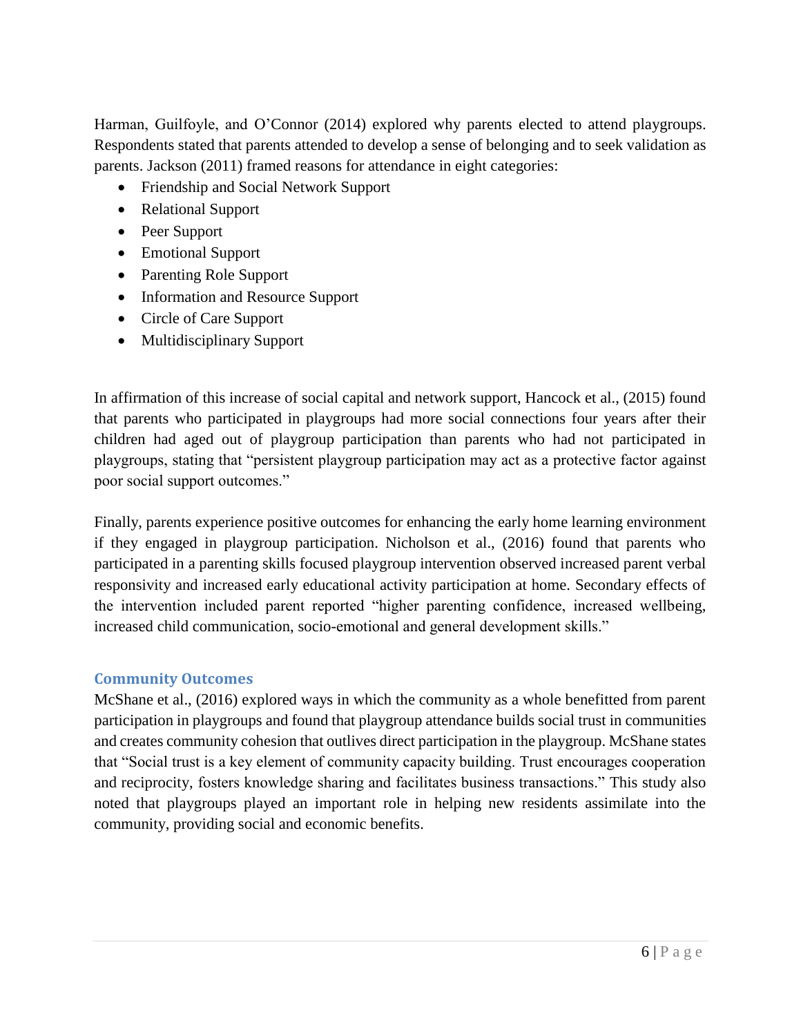Harman, Guilfoyle, and O'Connor (2014) explored why parents elected to attend playgroups. Respondents stated that parents attended to develop a sense of belonging and to seek validation as parents. Jackson (2011) framed reasons for attendance in eight categories:

- Friendship and Social Network Support
- Relational Support
- Peer Support
- Emotional Support
- Parenting Role Support
- Information and Resource Support
- Circle of Care Support
- Multidisciplinary Support

In affirmation of this increase of social capital and network support, Hancock et al., (2015) found that parents who participated in playgroups had more social connections four years after their children had aged out of playgroup participation than parents who had not participated in playgroups, stating that "persistent playgroup participation may act as a protective factor against poor social support outcomes."

Finally, parents experience positive outcomes for enhancing the early home learning environment if they engaged in playgroup participation. Nicholson et al., (2016) found that parents who participated in a parenting skills focused playgroup intervention observed increased parent verbal responsivity and increased early educational activity participation at home. Secondary effects of the intervention included parent reported "higher parenting confidence, increased wellbeing, increased child communication, socio-emotional and general development skills."

### Community Outcomes

McShane et al., (2016) explored ways in which the community as a whole benefitted from parent participation in playgroups and found that playgroup attendance builds social trust in communities and creates community cohesion that outlives direct participation in the playgroup. McShane states that "Social trust is a key element of community capacity building. Trust encourages cooperation and reciprocity, fosters knowledge sharing and facilitates business transactions." This study also noted that playgroups played an important role in helping new residents assimilate into the community, providing social and economic benefits.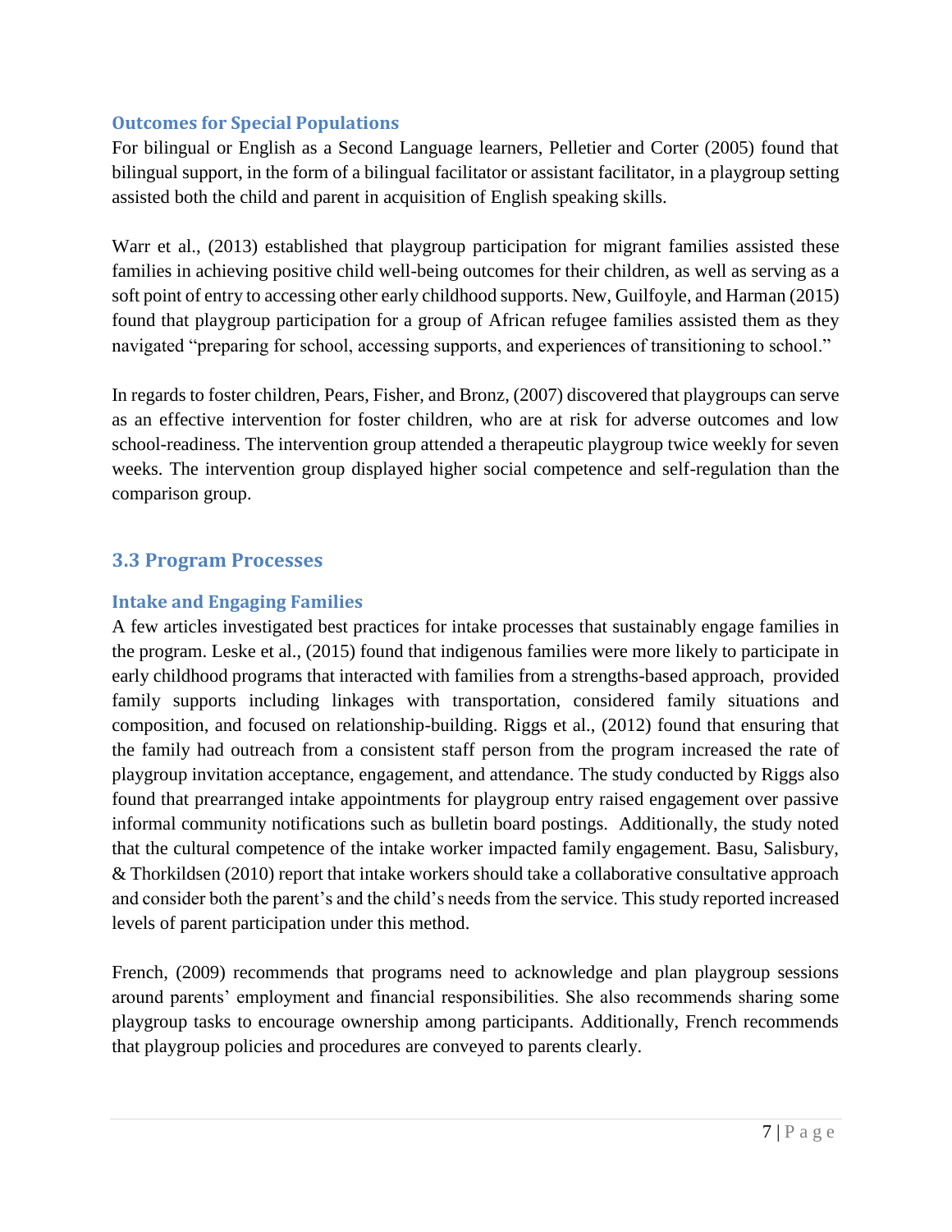### Outcomes for Special Populations

For bilingual or English as a Second Language learners, Pelletier and Corter (2005) found that bilingual support, in the form of a bilingual facilitator or assistant facilitator, in a playgroup setting assisted both the child and parent in acquisition of English speaking skills.

Warr et al., (2013) established that playgroup participation for migrant families assisted these families in achieving positive child well-being outcomes for their children, as well as serving as a soft point of entry to accessing other early childhood supports. New, Guilfoyle, and Harman (2015) found that playgroup participation for a group of African refugee families assisted them as they navigated "preparing for school, accessing supports, and experiences of transitioning to school."

In regards to foster children, Pears, Fisher, and Bronz, (2007) discovered that playgroups can serve as an effective intervention for foster children, who are at risk for adverse outcomes and low school-readiness. The intervention group attended a therapeutic playgroup twice weekly for seven weeks. The intervention group displayed higher social competence and self-regulation than the comparison group.

## 3.3 Program Processes

### Intake and Engaging Families

A few articles investigated best practices for intake processes that sustainably engage families in the program. Leske et al., (2015) found that indigenous families were more likely to participate in early childhood programs that interacted with families from a strengths-based approach, provided family supports including linkages with transportation, considered family situations and composition, and focused on relationship-building. Riggs et al., (2012) found that ensuring that the family had outreach from a consistent staff person from the program increased the rate of playgroup invitation acceptance, engagement, and attendance. The study conducted by Riggs also found that prearranged intake appointments for playgroup entry raised engagement over passive informal community notifications such as bulletin board postings. Additionally, the study noted that the cultural competence of the intake worker impacted family engagement. Basu, Salisbury, & Thorkildsen (2010) report that intake workers should take a collaborative consultative approach and consider both the parent's and the child's needs from the service. This study reported increased levels of parent participation under this method.

French, (2009) recommends that programs need to acknowledge and plan playgroup sessions around parents' employment and financial responsibilities. She also recommends sharing some playgroup tasks to encourage ownership among participants. Additionally, French recommends that playgroup policies and procedures are conveyed to parents clearly.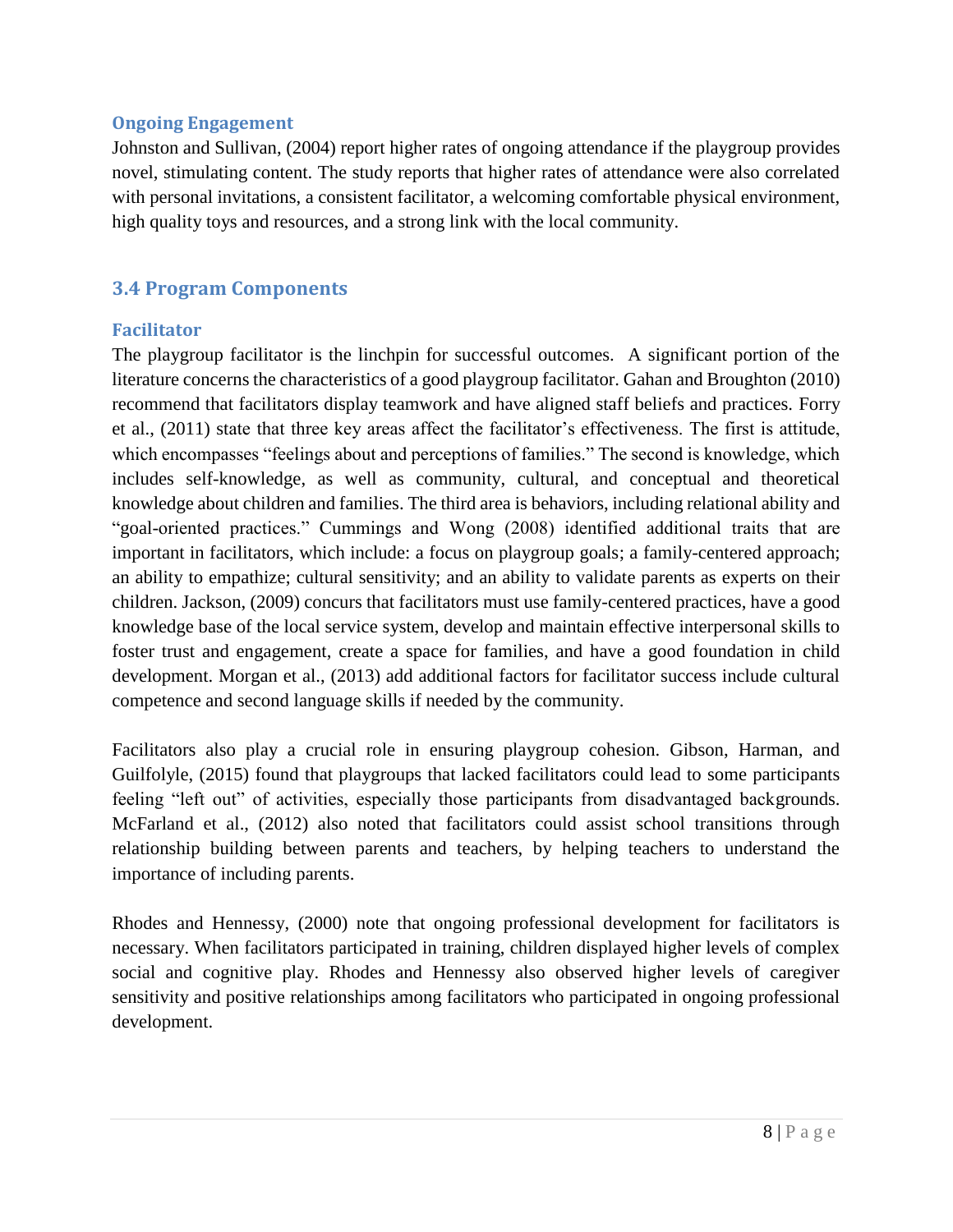### Ongoing Engagement

Johnston and Sullivan, (2004) report higher rates of ongoing attendance if the playgroup provides novel, stimulating content. The study reports that higher rates of attendance were also correlated with personal invitations, a consistent facilitator, a welcoming comfortable physical environment, high quality toys and resources, and a strong link with the local community.

## 3.4 Program Components

### Facilitator

The playgroup facilitator is the linchpin for successful outcomes. A significant portion of the literature concerns the characteristics of a good playgroup facilitator. Gahan and Broughton (2010) recommend that facilitators display teamwork and have aligned staff beliefs and practices. Forry et al., (2011) state that three key areas affect the facilitator's effectiveness. The first is attitude, which encompasses "feelings about and perceptions of families." The second is knowledge, which includes self-knowledge, as well as community, cultural, and conceptual and theoretical knowledge about children and families. The third area is behaviors, including relational ability and "goal-oriented practices." Cummings and Wong (2008) identified additional traits that are important in facilitators, which include: a focus on playgroup goals; a family-centered approach; an ability to empathize; cultural sensitivity; and an ability to validate parents as experts on their children. Jackson, (2009) concurs that facilitators must use family-centered practices, have a good knowledge base of the local service system, develop and maintain effective interpersonal skills to foster trust and engagement, create a space for families, and have a good foundation in child development. Morgan et al., (2013) add additional factors for facilitator success include cultural competence and second language skills if needed by the community.

Facilitators also play a crucial role in ensuring playgroup cohesion. Gibson, Harman, and Guilfolyle, (2015) found that playgroups that lacked facilitators could lead to some participants feeling "left out" of activities, especially those participants from disadvantaged backgrounds. McFarland et al., (2012) also noted that facilitators could assist school transitions through relationship building between parents and teachers, by helping teachers to understand the importance of including parents.

Rhodes and Hennessy, (2000) note that ongoing professional development for facilitators is necessary. When facilitators participated in training, children displayed higher levels of complex social and cognitive play. Rhodes and Hennessy also observed higher levels of caregiver sensitivity and positive relationships among facilitators who participated in ongoing professional development.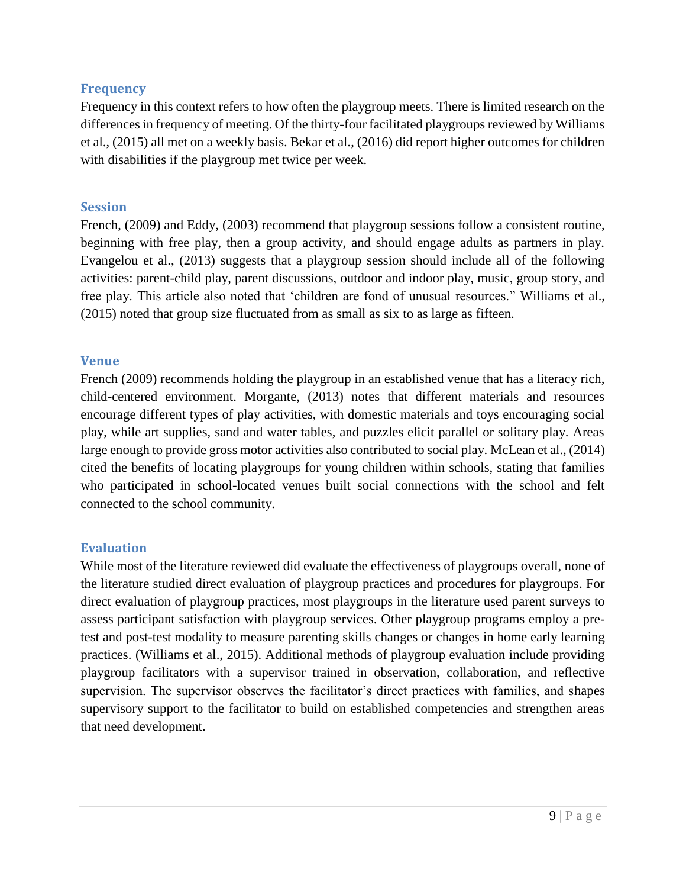### Frequency

Frequency in this context refers to how often the playgroup meets. There is limited research on the differences in frequency of meeting. Of the thirty-four facilitated playgroups reviewed by Williams et al., (2015) all met on a weekly basis. Bekar et al., (2016) did report higher outcomes for children with disabilities if the playgroup met twice per week.

### Session

French, (2009) and Eddy, (2003) recommend that playgroup sessions follow a consistent routine, beginning with free play, then a group activity, and should engage adults as partners in play. Evangelou et al., (2013) suggests that a playgroup session should include all of the following activities: parent-child play, parent discussions, outdoor and indoor play, music, group story, and free play. This article also noted that 'children are fond of unusual resources." Williams et al., (2015) noted that group size fluctuated from as small as six to as large as fifteen.

### Venue

French (2009) recommends holding the playgroup in an established venue that has a literacy rich, child-centered environment. Morgante, (2013) notes that different materials and resources encourage different types of play activities, with domestic materials and toys encouraging social play, while art supplies, sand and water tables, and puzzles elicit parallel or solitary play. Areas large enough to provide gross motor activities also contributed to social play. McLean et al., (2014) cited the benefits of locating playgroups for young children within schools, stating that families who participated in school-located venues built social connections with the school and felt connected to the school community.

### Evaluation

While most of the literature reviewed did evaluate the effectiveness of playgroups overall, none of the literature studied direct evaluation of playgroup practices and procedures for playgroups. For direct evaluation of playgroup practices, most playgroups in the literature used parent surveys to assess participant satisfaction with playgroup services. Other playgroup programs employ a pre-test and post-test modality to measure parenting skills changes or changes in home early learning practices. (Williams et al., 2015). Additional methods of playgroup evaluation include providing playgroup facilitators with a supervisor trained in observation, collaboration, and reflective supervision. The supervisor observes the facilitator's direct practices with families, and shapes supervisory support to the facilitator to build on established competencies and strengthen areas that need development.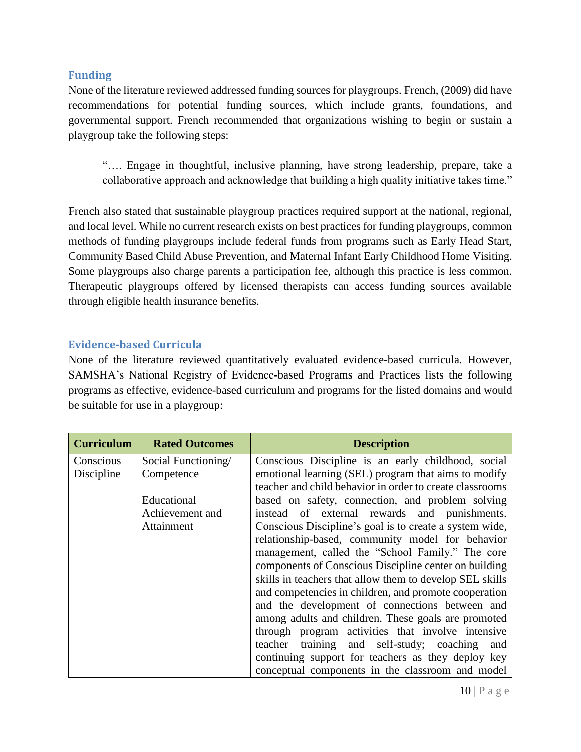## Funding

None of the literature reviewed addressed funding sources for playgroups. French, (2009) did have recommendations for potential funding sources, which include grants, foundations, and governmental support. French recommended that organizations wishing to begin or sustain a playgroup take the following steps:

> "…. Engage in thoughtful, inclusive planning, have strong leadership, prepare, take a collaborative approach and acknowledge that building a high quality initiative takes time."

French also stated that sustainable playgroup practices required support at the national, regional, and local level. While no current research exists on best practices for funding playgroups, common methods of funding playgroups include federal funds from programs such as Early Head Start, Community Based Child Abuse Prevention, and Maternal Infant Early Childhood Home Visiting. Some playgroups also charge parents a participation fee, although this practice is less common. Therapeutic playgroups offered by licensed therapists can access funding sources available through eligible health insurance benefits.

## Evidence-based Curricula

None of the literature reviewed quantitatively evaluated evidence-based curricula. However, SAMSHA's National Registry of Evidence-based Programs and Practices lists the following programs as effective, evidence-based curriculum and programs for the listed domains and would be suitable for use in a playgroup:

| Curriculum | Rated Outcomes | Description |
| --- | --- | --- |
| Conscious Discipline | Social Functioning/ Competence<br><br>Educational Achievement and Attainment | Conscious Discipline is an early childhood, social emotional learning (SEL) program that aims to modify teacher and child behavior in order to create classrooms based on safety, connection, and problem solving instead of external rewards and punishments. Conscious Discipline's goal is to create a system wide, relationship-based, community model for behavior management, called the "School Family." The core components of Conscious Discipline center on building skills in teachers that allow them to develop SEL skills and competencies in children, and promote cooperation and the development of connections between and among adults and children. These goals are promoted through program activities that involve intensive teacher training and self-study; coaching and continuing support for teachers as they deploy key conceptual components in the classroom and model |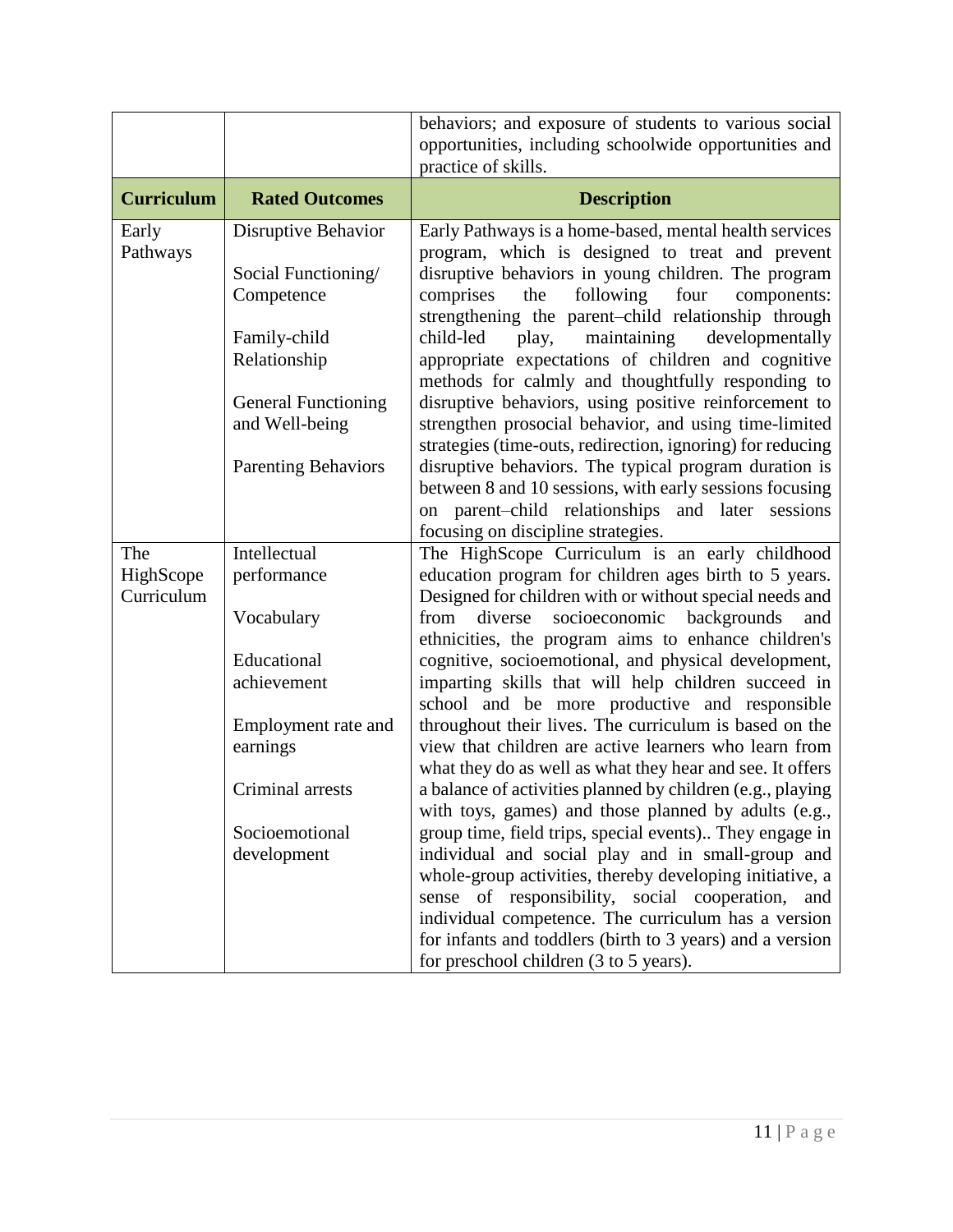| | | behaviors; and exposure of students to various social opportunities, including schoolwide opportunities and practice of skills. |
|---|---|---|
| **Curriculum** | **Rated Outcomes** | **Description** |
| Early Pathways | Disruptive Behavior<br><br>Social Functioning/ Competence<br><br>Family-child Relationship<br><br>General Functioning and Well-being<br><br>Parenting Behaviors | Early Pathways is a home-based, mental health services program, which is designed to treat and prevent disruptive behaviors in young children. The program comprises the following four components: strengthening the parent–child relationship through child-led play, maintaining developmentally appropriate expectations of children and cognitive methods for calmly and thoughtfully responding to disruptive behaviors, using positive reinforcement to strengthen prosocial behavior, and using time-limited strategies (time-outs, redirection, ignoring) for reducing disruptive behaviors. The typical program duration is between 8 and 10 sessions, with early sessions focusing on parent–child relationships and later sessions focusing on discipline strategies. |
| The HighScope Curriculum | Intellectual performance<br><br>Vocabulary<br><br>Educational achievement<br><br>Employment rate and earnings<br><br>Criminal arrests<br><br>Socioemotional development | The HighScope Curriculum is an early childhood education program for children ages birth to 5 years. Designed for children with or without special needs and from diverse socioeconomic backgrounds and ethnicities, the program aims to enhance children's cognitive, socioemotional, and physical development, imparting skills that will help children succeed in school and be more productive and responsible throughout their lives. The curriculum is based on the view that children are active learners who learn from what they do as well as what they hear and see. It offers a balance of activities planned by children (e.g., playing with toys, games) and those planned by adults (e.g., group time, field trips, special events).. They engage in individual and social play and in small-group and whole-group activities, thereby developing initiative, a sense of responsibility, social cooperation, and individual competence. The curriculum has a version for infants and toddlers (birth to 3 years) and a version for preschool children (3 to 5 years). |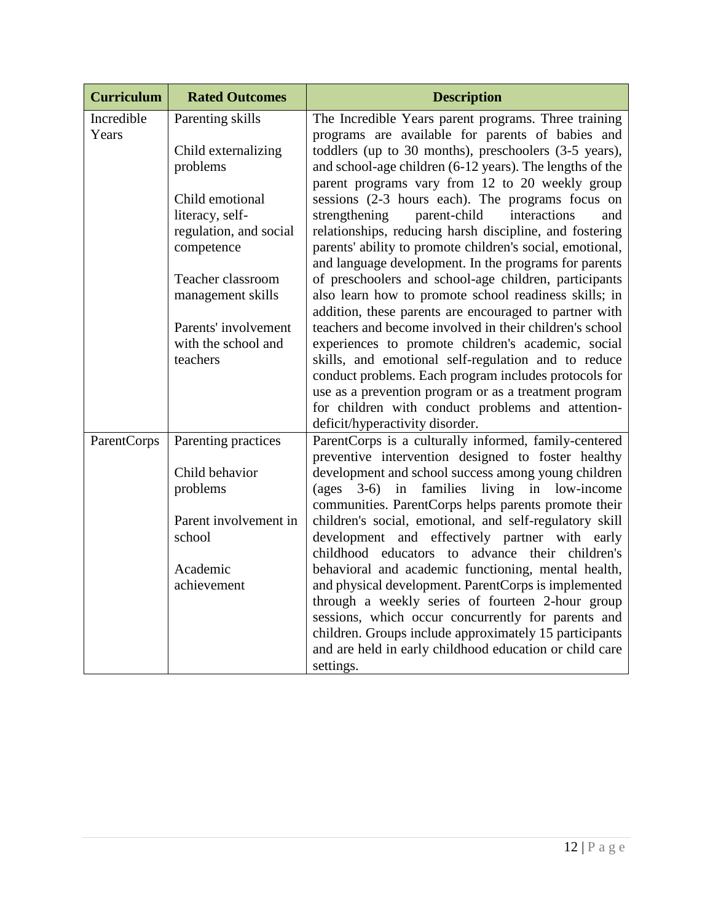| Curriculum | Rated Outcomes | Description |
|---|---|---|
| Incredible Years | Parenting skills<br><br>Child externalizing problems<br><br>Child emotional literacy, self-regulation, and social competence<br><br>Teacher classroom management skills<br><br>Parents' involvement with the school and teachers | The Incredible Years parent programs. Three training programs are available for parents of babies and toddlers (up to 30 months), preschoolers (3-5 years), and school-age children (6-12 years). The lengths of the parent programs vary from 12 to 20 weekly group sessions (2-3 hours each). The programs focus on strengthening parent-child interactions and relationships, reducing harsh discipline, and fostering parents' ability to promote children's social, emotional, and language development. In the programs for parents of preschoolers and school-age children, participants also learn how to promote school readiness skills; in addition, these parents are encouraged to partner with teachers and become involved in their children's school experiences to promote children's academic, social skills, and emotional self-regulation and to reduce conduct problems. Each program includes protocols for use as a prevention program or as a treatment program for children with conduct problems and attention-deficit/hyperactivity disorder. |
| ParentCorps | Parenting practices<br><br>Child behavior problems<br><br>Parent involvement in school<br><br>Academic achievement | ParentCorps is a culturally informed, family-centered preventive intervention designed to foster healthy development and school success among young children (ages 3-6) in families living in low-income communities. ParentCorps helps parents promote their children's social, emotional, and self-regulatory skill development and effectively partner with early childhood educators to advance their children's behavioral and academic functioning, mental health, and physical development. ParentCorps is implemented through a weekly series of fourteen 2-hour group sessions, which occur concurrently for parents and children. Groups include approximately 15 participants and are held in early childhood education or child care settings. |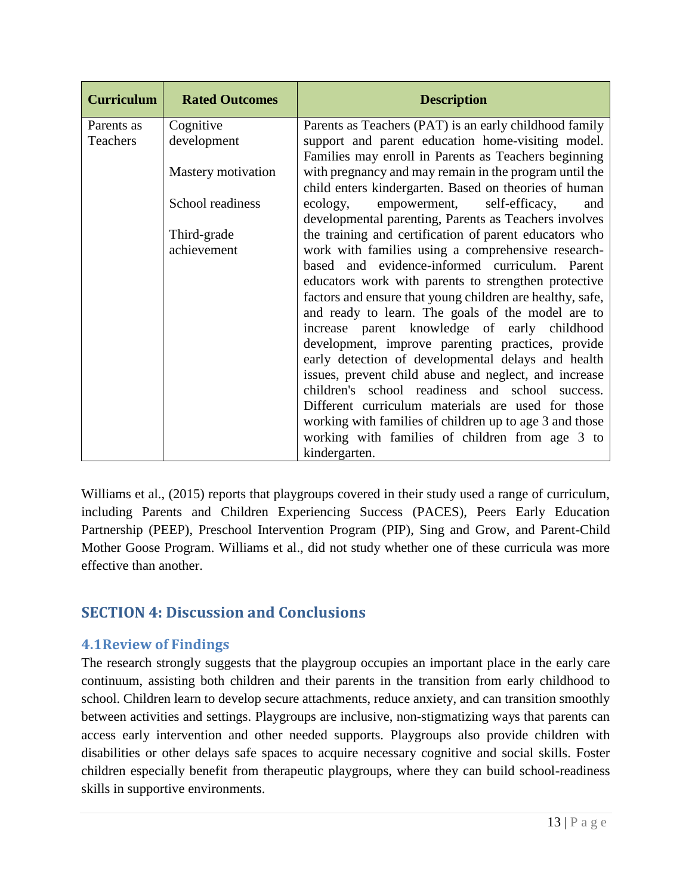| Curriculum | Rated Outcomes | Description |
|---|---|---|
| Parents as Teachers | Cognitive development<br><br>Mastery motivation<br><br>School readiness<br><br>Third-grade achievement | Parents as Teachers (PAT) is an early childhood family support and parent education home-visiting model. Families may enroll in Parents as Teachers beginning with pregnancy and may remain in the program until the child enters kindergarten. Based on theories of human ecology, empowerment, self-efficacy, and developmental parenting, Parents as Teachers involves the training and certification of parent educators who work with families using a comprehensive research-based and evidence-informed curriculum. Parent educators work with parents to strengthen protective factors and ensure that young children are healthy, safe, and ready to learn. The goals of the model are to increase parent knowledge of early childhood development, improve parenting practices, provide early detection of developmental delays and health issues, prevent child abuse and neglect, and increase children's school readiness and school success. Different curriculum materials are used for those working with families of children up to age 3 and those working with families of children from age 3 to kindergarten. |

Williams et al., (2015) reports that playgroups covered in their study used a range of curriculum, including Parents and Children Experiencing Success (PACES), Peers Early Education Partnership (PEEP), Preschool Intervention Program (PIP), Sing and Grow, and Parent-Child Mother Goose Program. Williams et al., did not study whether one of these curricula was more effective than another.

## SECTION 4: Discussion and Conclusions

### 4.1Review of Findings

The research strongly suggests that the playgroup occupies an important place in the early care continuum, assisting both children and their parents in the transition from early childhood to school. Children learn to develop secure attachments, reduce anxiety, and can transition smoothly between activities and settings. Playgroups are inclusive, non-stigmatizing ways that parents can access early intervention and other needed supports. Playgroups also provide children with disabilities or other delays safe spaces to acquire necessary cognitive and social skills. Foster children especially benefit from therapeutic playgroups, where they can build school-readiness skills in supportive environments.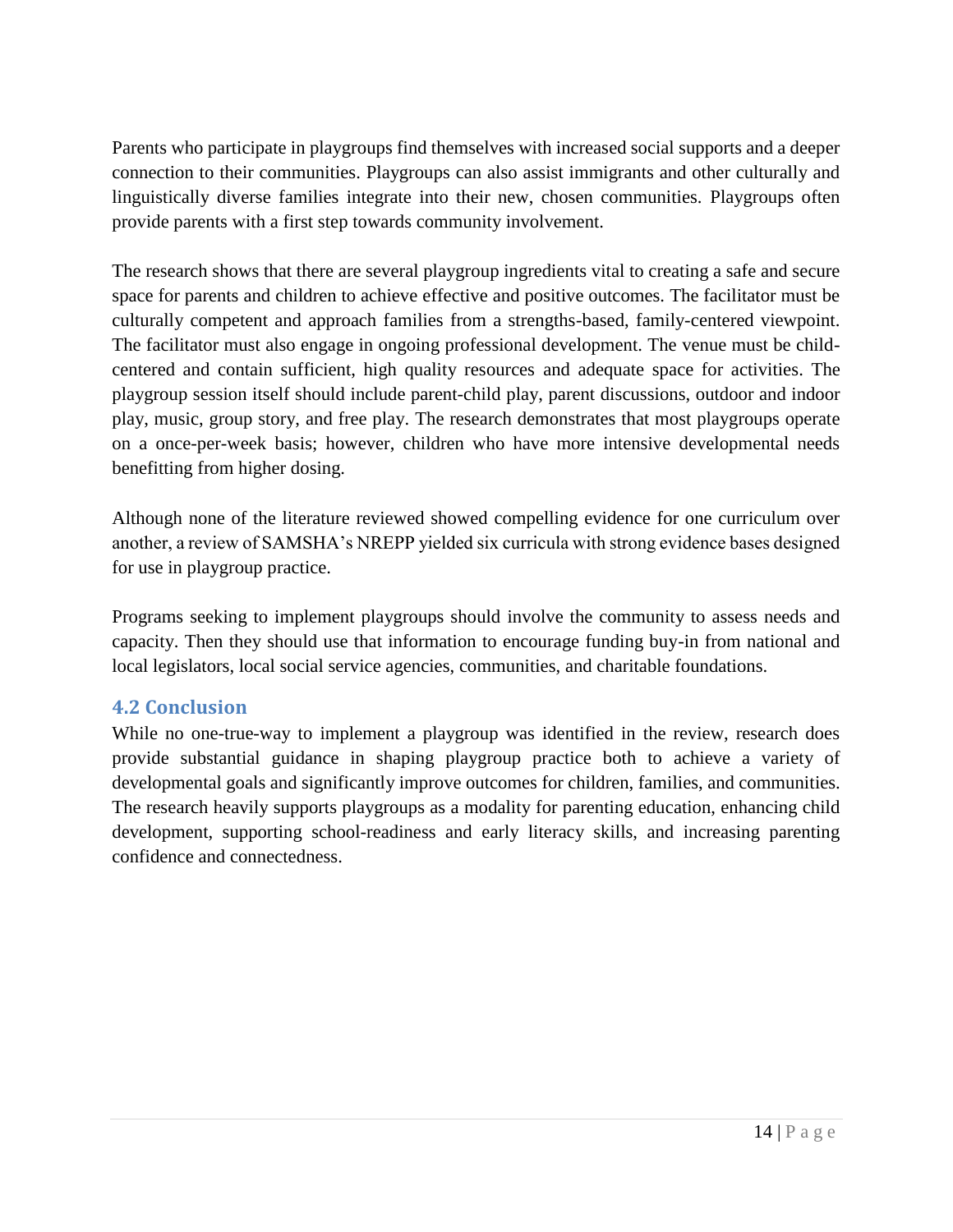Parents who participate in playgroups find themselves with increased social supports and a deeper connection to their communities. Playgroups can also assist immigrants and other culturally and linguistically diverse families integrate into their new, chosen communities. Playgroups often provide parents with a first step towards community involvement.

The research shows that there are several playgroup ingredients vital to creating a safe and secure space for parents and children to achieve effective and positive outcomes. The facilitator must be culturally competent and approach families from a strengths-based, family-centered viewpoint. The facilitator must also engage in ongoing professional development. The venue must be child-centered and contain sufficient, high quality resources and adequate space for activities. The playgroup session itself should include parent-child play, parent discussions, outdoor and indoor play, music, group story, and free play. The research demonstrates that most playgroups operate on a once-per-week basis; however, children who have more intensive developmental needs benefitting from higher dosing.

Although none of the literature reviewed showed compelling evidence for one curriculum over another, a review of SAMSHA's NREPP yielded six curricula with strong evidence bases designed for use in playgroup practice.

Programs seeking to implement playgroups should involve the community to assess needs and capacity. Then they should use that information to encourage funding buy-in from national and local legislators, local social service agencies, communities, and charitable foundations.

## 4.2 Conclusion

While no one-true-way to implement a playgroup was identified in the review, research does provide substantial guidance in shaping playgroup practice both to achieve a variety of developmental goals and significantly improve outcomes for children, families, and communities. The research heavily supports playgroups as a modality for parenting education, enhancing child development, supporting school-readiness and early literacy skills, and increasing parenting confidence and connectedness.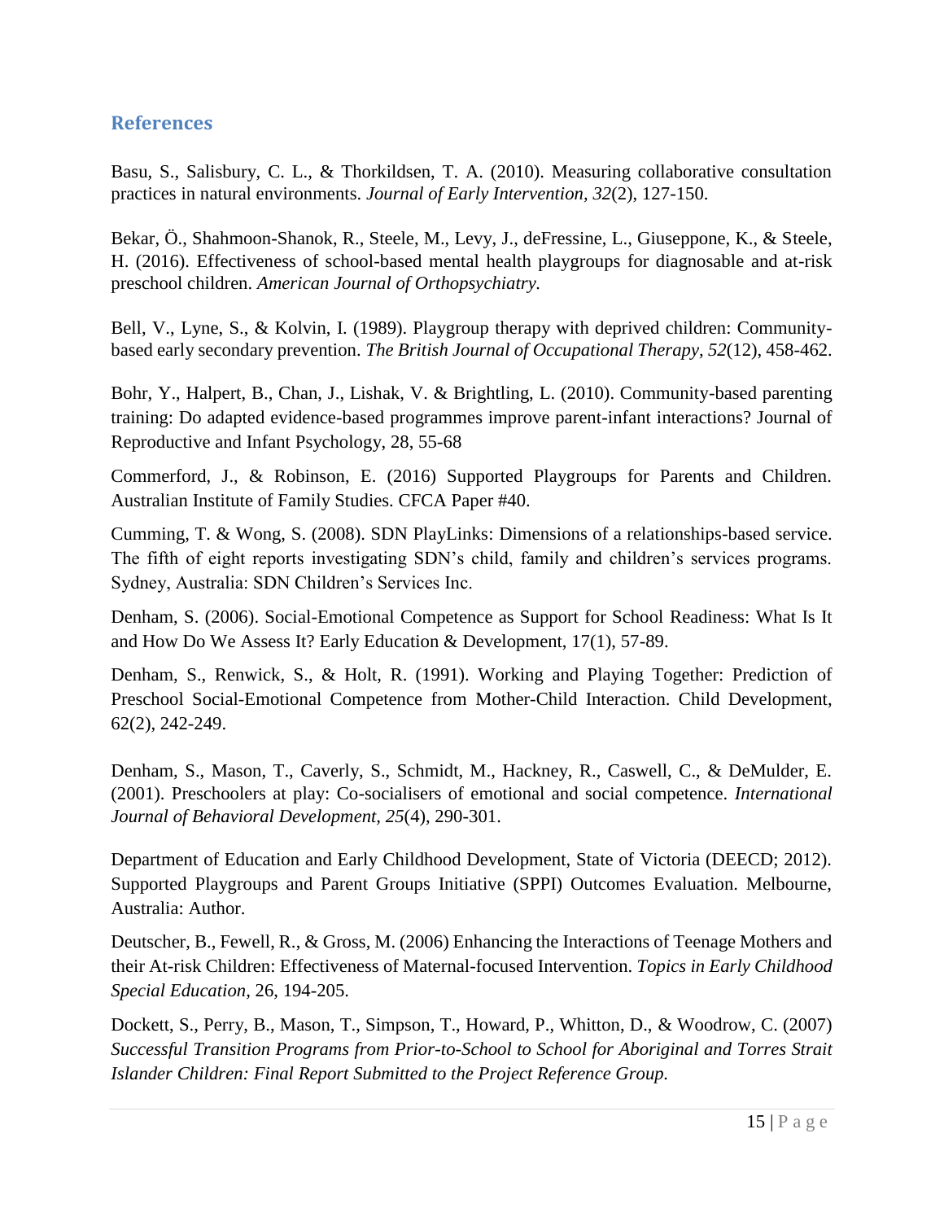## References

Basu, S., Salisbury, C. L., & Thorkildsen, T. A. (2010). Measuring collaborative consultation practices in natural environments. *Journal of Early Intervention, 32*(2), 127-150.

Bekar, Ö., Shahmoon-Shanok, R., Steele, M., Levy, J., deFressine, L., Giuseppone, K., & Steele, H. (2016). Effectiveness of school-based mental health playgroups for diagnosable and at-risk preschool children. *American Journal of Orthopsychiatry.*

Bell, V., Lyne, S., & Kolvin, I. (1989). Playgroup therapy with deprived children: Community-based early secondary prevention. *The British Journal of Occupational Therapy, 52*(12), 458-462.

Bohr, Y., Halpert, B., Chan, J., Lishak, V. & Brightling, L. (2010). Community-based parenting training: Do adapted evidence-based programmes improve parent-infant interactions? Journal of Reproductive and Infant Psychology, 28, 55-68

Commerford, J., & Robinson, E. (2016) Supported Playgroups for Parents and Children. Australian Institute of Family Studies. CFCA Paper #40.

Cumming, T. & Wong, S. (2008). SDN PlayLinks: Dimensions of a relationships-based service. The fifth of eight reports investigating SDN's child, family and children's services programs. Sydney, Australia: SDN Children's Services Inc.

Denham, S. (2006). Social-Emotional Competence as Support for School Readiness: What Is It and How Do We Assess It? Early Education & Development, 17(1), 57-89.

Denham, S., Renwick, S., & Holt, R. (1991). Working and Playing Together: Prediction of Preschool Social-Emotional Competence from Mother-Child Interaction. Child Development, 62(2), 242-249.

Denham, S., Mason, T., Caverly, S., Schmidt, M., Hackney, R., Caswell, C., & DeMulder, E. (2001). Preschoolers at play: Co-socialisers of emotional and social competence. *International Journal of Behavioral Development, 25*(4), 290-301.

Department of Education and Early Childhood Development, State of Victoria (DEECD; 2012). Supported Playgroups and Parent Groups Initiative (SPPI) Outcomes Evaluation. Melbourne, Australia: Author.

Deutscher, B., Fewell, R., & Gross, M. (2006) Enhancing the Interactions of Teenage Mothers and their At-risk Children: Effectiveness of Maternal-focused Intervention. *Topics in Early Childhood Special Education,* 26, 194-205.

Dockett, S., Perry, B., Mason, T., Simpson, T., Howard, P., Whitton, D., & Woodrow, C. (2007) *Successful Transition Programs from Prior-to-School to School for Aboriginal and Torres Strait Islander Children: Final Report Submitted to the Project Reference Group.*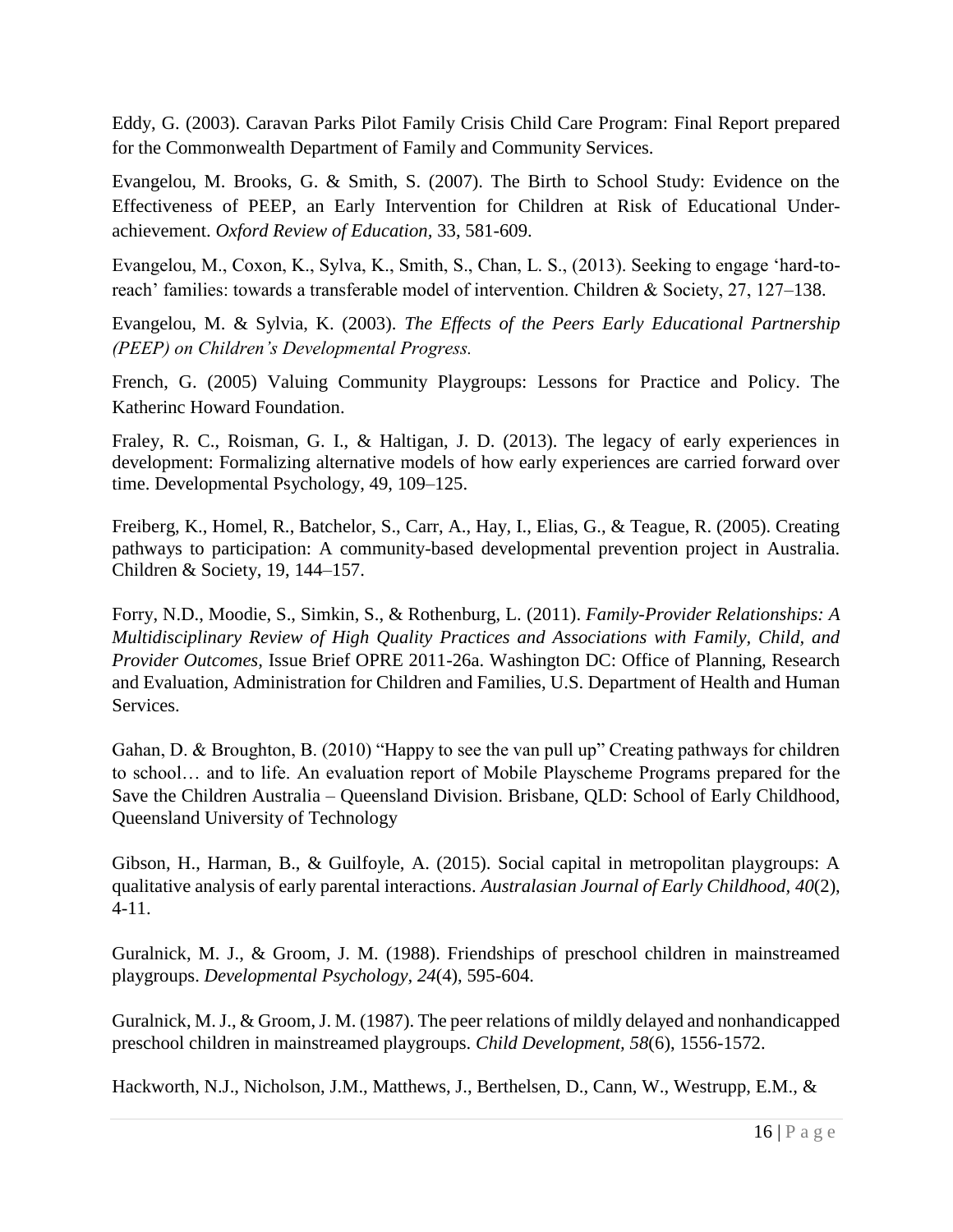Eddy, G. (2003). Caravan Parks Pilot Family Crisis Child Care Program: Final Report prepared for the Commonwealth Department of Family and Community Services.

Evangelou, M. Brooks, G. & Smith, S. (2007). The Birth to School Study: Evidence on the Effectiveness of PEEP, an Early Intervention for Children at Risk of Educational Under-achievement. *Oxford Review of Education,* 33, 581-609.

Evangelou, M., Coxon, K., Sylva, K., Smith, S., Chan, L. S., (2013). Seeking to engage 'hard-to-reach' families: towards a transferable model of intervention. Children & Society, 27, 127–138.

Evangelou, M. & Sylvia, K. (2003). *The Effects of the Peers Early Educational Partnership (PEEP) on Children's Developmental Progress.*

French, G. (2005) Valuing Community Playgroups: Lessons for Practice and Policy. The Katherinc Howard Foundation.

Fraley, R. C., Roisman, G. I., & Haltigan, J. D. (2013). The legacy of early experiences in development: Formalizing alternative models of how early experiences are carried forward over time. Developmental Psychology, 49, 109–125.

Freiberg, K., Homel, R., Batchelor, S., Carr, A., Hay, I., Elias, G., & Teague, R. (2005). Creating pathways to participation: A community-based developmental prevention project in Australia. Children & Society, 19, 144–157.

Forry, N.D., Moodie, S., Simkin, S., & Rothenburg, L. (2011). *Family-Provider Relationships: A Multidisciplinary Review of High Quality Practices and Associations with Family, Child, and Provider Outcomes,* Issue Brief OPRE 2011-26a. Washington DC: Office of Planning, Research and Evaluation, Administration for Children and Families, U.S. Department of Health and Human Services.

Gahan, D. & Broughton, B. (2010) "Happy to see the van pull up" Creating pathways for children to school… and to life. An evaluation report of Mobile Playscheme Programs prepared for the Save the Children Australia – Queensland Division. Brisbane, QLD: School of Early Childhood, Queensland University of Technology

Gibson, H., Harman, B., & Guilfoyle, A. (2015). Social capital in metropolitan playgroups: A qualitative analysis of early parental interactions. *Australasian Journal of Early Childhood, 40*(2), 4-11.

Guralnick, M. J., & Groom, J. M. (1988). Friendships of preschool children in mainstreamed playgroups. *Developmental Psychology, 24*(4), 595-604.

Guralnick, M. J., & Groom, J. M. (1987). The peer relations of mildly delayed and nonhandicapped preschool children in mainstreamed playgroups. *Child Development, 58*(6), 1556-1572.

Hackworth, N.J., Nicholson, J.M., Matthews, J., Berthelsen, D., Cann, W., Westrupp, E.M., &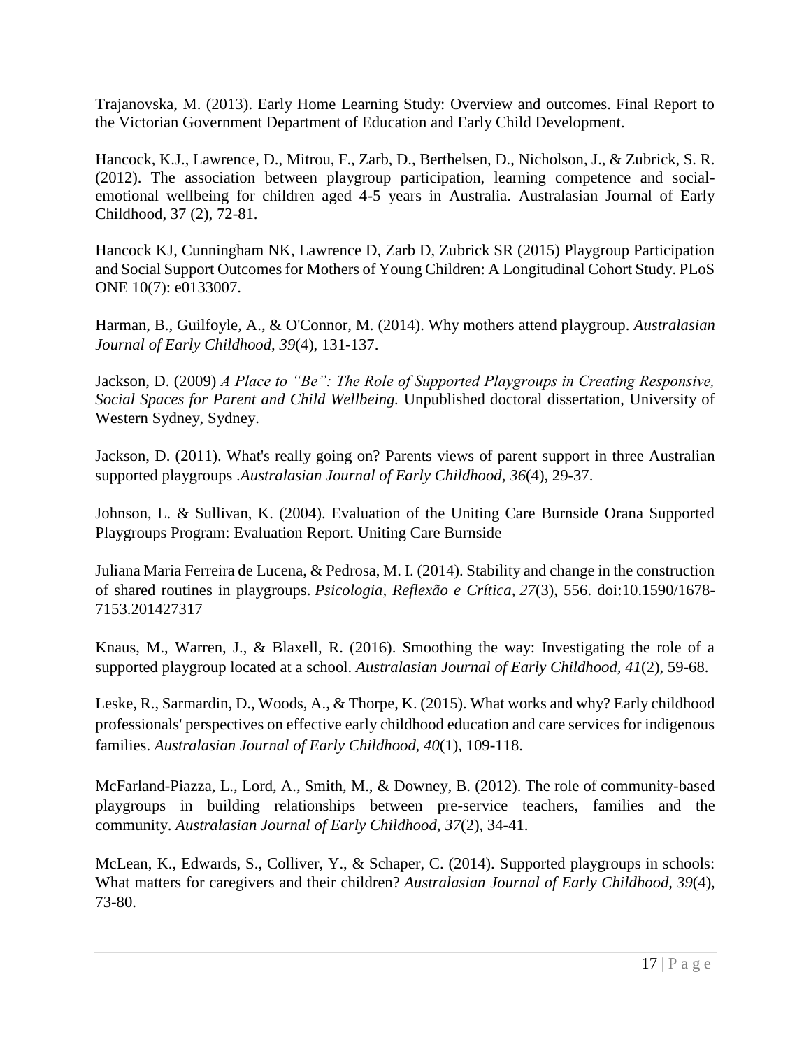Trajanovska, M. (2013). Early Home Learning Study: Overview and outcomes. Final Report to the Victorian Government Department of Education and Early Child Development.

Hancock, K.J., Lawrence, D., Mitrou, F., Zarb, D., Berthelsen, D., Nicholson, J., & Zubrick, S. R. (2012). The association between playgroup participation, learning competence and social-emotional wellbeing for children aged 4-5 years in Australia. Australasian Journal of Early Childhood, 37 (2), 72-81.

Hancock KJ, Cunningham NK, Lawrence D, Zarb D, Zubrick SR (2015) Playgroup Participation and Social Support Outcomes for Mothers of Young Children: A Longitudinal Cohort Study. PLoS ONE 10(7): e0133007.

Harman, B., Guilfoyle, A., & O'Connor, M. (2014). Why mothers attend playgroup. *Australasian Journal of Early Childhood, 39*(4), 131-137.

Jackson, D. (2009) *A Place to "Be": The Role of Supported Playgroups in Creating Responsive, Social Spaces for Parent and Child Wellbeing.* Unpublished doctoral dissertation, University of Western Sydney, Sydney.

Jackson, D. (2011). What's really going on? Parents views of parent support in three Australian supported playgroups .*Australasian Journal of Early Childhood, 36*(4), 29-37.

Johnson, L. & Sullivan, K. (2004). Evaluation of the Uniting Care Burnside Orana Supported Playgroups Program: Evaluation Report. Uniting Care Burnside

Juliana Maria Ferreira de Lucena, & Pedrosa, M. I. (2014). Stability and change in the construction of shared routines in playgroups. *Psicologia, Reflexão e Crítica, 27*(3), 556. doi:10.1590/1678-7153.201427317

Knaus, M., Warren, J., & Blaxell, R. (2016). Smoothing the way: Investigating the role of a supported playgroup located at a school. *Australasian Journal of Early Childhood, 41*(2), 59-68.

Leske, R., Sarmardin, D., Woods, A., & Thorpe, K. (2015). What works and why? Early childhood professionals' perspectives on effective early childhood education and care services for indigenous families. *Australasian Journal of Early Childhood, 40*(1), 109-118.

McFarland-Piazza, L., Lord, A., Smith, M., & Downey, B. (2012). The role of community-based playgroups in building relationships between pre-service teachers, families and the community. *Australasian Journal of Early Childhood, 37*(2), 34-41.

McLean, K., Edwards, S., Colliver, Y., & Schaper, C. (2014). Supported playgroups in schools: What matters for caregivers and their children? *Australasian Journal of Early Childhood, 39*(4), 73-80.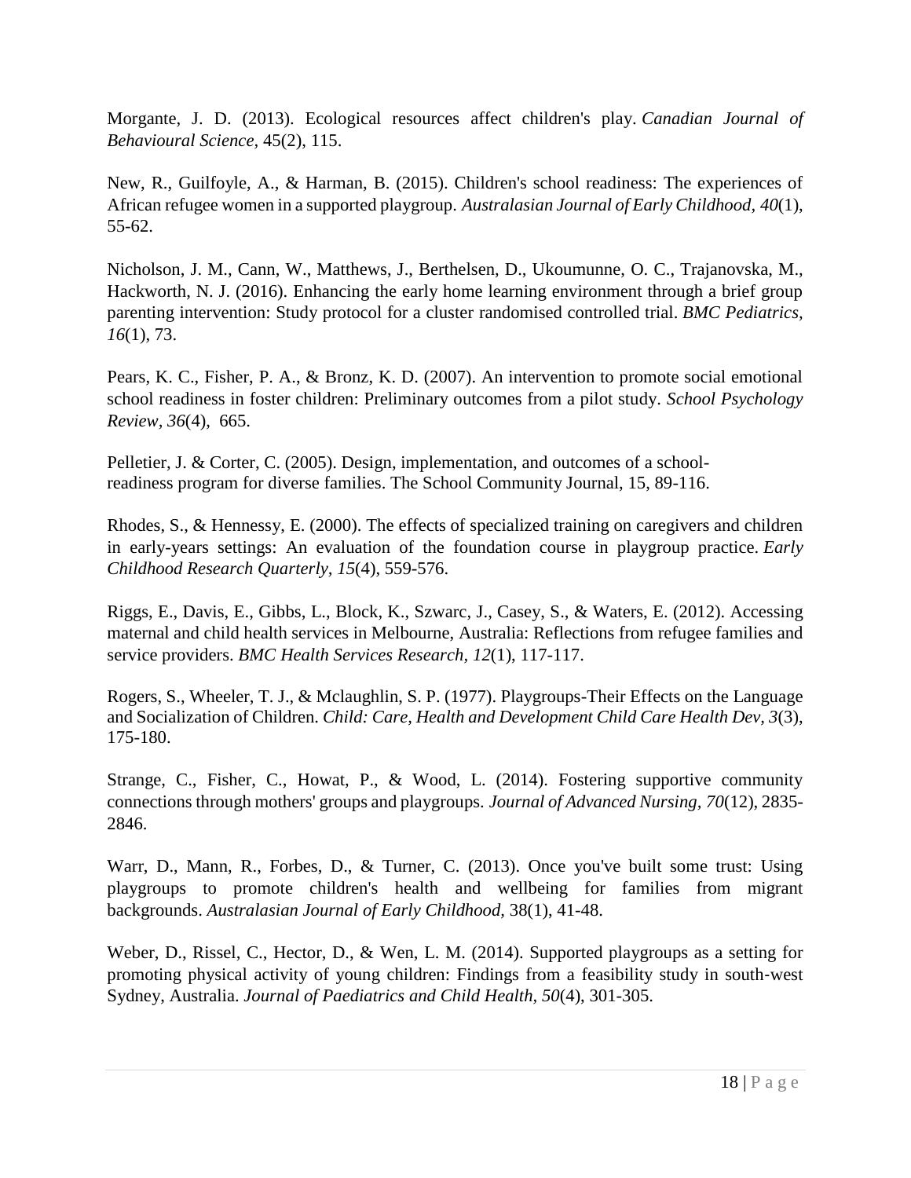Morgante, J. D. (2013). Ecological resources affect children's play. *Canadian Journal of Behavioural Science,* 45(2), 115.

New, R., Guilfoyle, A., & Harman, B. (2015). Children's school readiness: The experiences of African refugee women in a supported playgroup. *Australasian Journal of Early Childhood, 40*(1), 55-62.

Nicholson, J. M., Cann, W., Matthews, J., Berthelsen, D., Ukoumunne, O. C., Trajanovska, M., Hackworth, N. J. (2016). Enhancing the early home learning environment through a brief group parenting intervention: Study protocol for a cluster randomised controlled trial. *BMC Pediatrics, 16*(1), 73.

Pears, K. C., Fisher, P. A., & Bronz, K. D. (2007). An intervention to promote social emotional school readiness in foster children: Preliminary outcomes from a pilot study. *School Psychology Review, 36*(4), 665.

Pelletier, J. & Corter, C. (2005). Design, implementation, and outcomes of a school-readiness program for diverse families. The School Community Journal, 15, 89-116.

Rhodes, S., & Hennessy, E. (2000). The effects of specialized training on caregivers and children in early-years settings: An evaluation of the foundation course in playgroup practice. *Early Childhood Research Quarterly, 15*(4), 559-576.

Riggs, E., Davis, E., Gibbs, L., Block, K., Szwarc, J., Casey, S., & Waters, E. (2012). Accessing maternal and child health services in Melbourne, Australia: Reflections from refugee families and service providers. *BMC Health Services Research, 12*(1), 117-117.

Rogers, S., Wheeler, T. J., & Mclaughlin, S. P. (1977). Playgroups-Their Effects on the Language and Socialization of Children. *Child: Care, Health and Development Child Care Health Dev, 3*(3), 175-180.

Strange, C., Fisher, C., Howat, P., & Wood, L. (2014). Fostering supportive community connections through mothers' groups and playgroups. *Journal of Advanced Nursing, 70*(12), 2835-2846.

Warr, D., Mann, R., Forbes, D., & Turner, C. (2013). Once you've built some trust: Using playgroups to promote children's health and wellbeing for families from migrant backgrounds. *Australasian Journal of Early Childhood,* 38(1), 41-48.

Weber, D., Rissel, C., Hector, D., & Wen, L. M. (2014). Supported playgroups as a setting for promoting physical activity of young children: Findings from a feasibility study in south-west Sydney, Australia. *Journal of Paediatrics and Child Health, 50*(4), 301-305.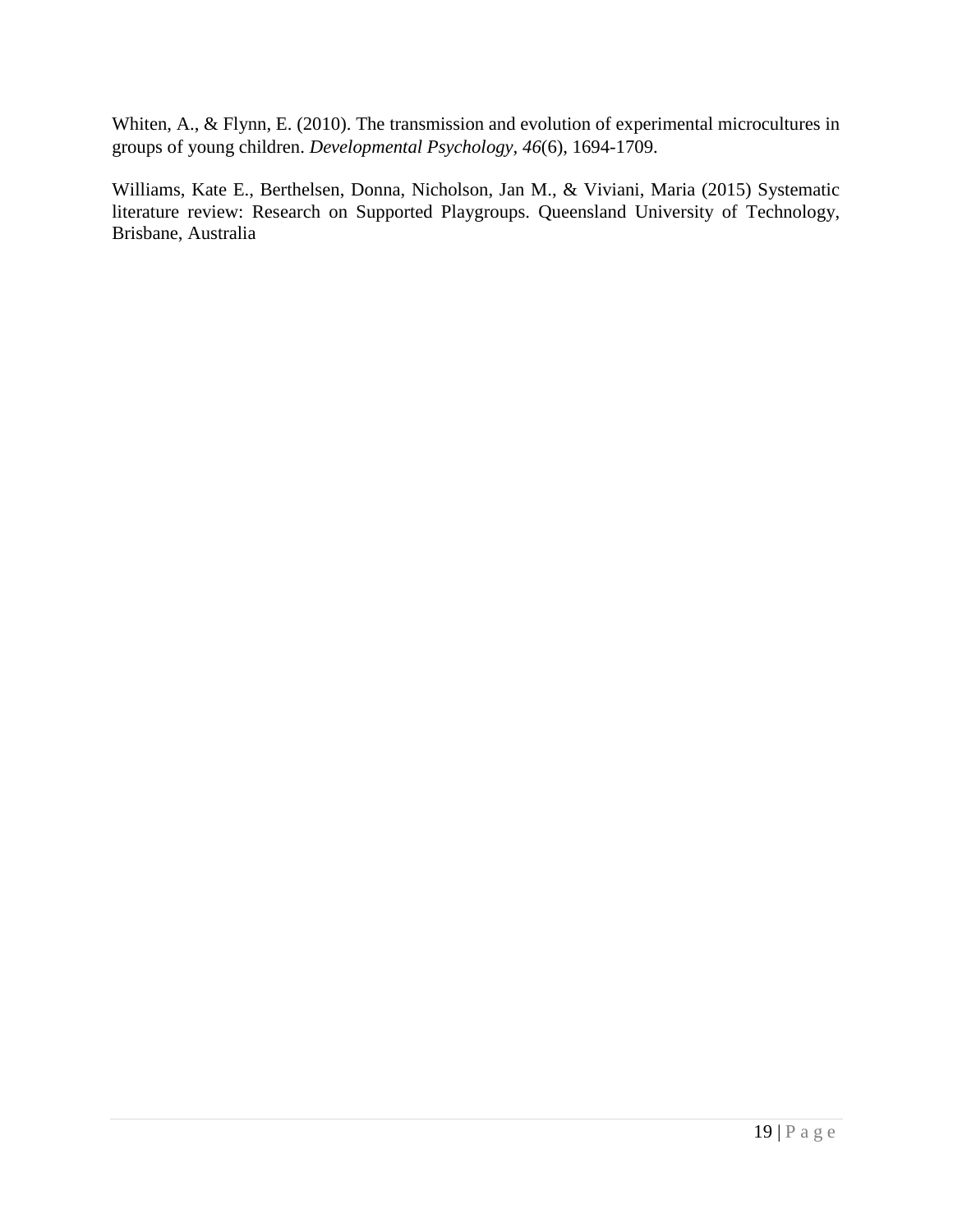Whiten, A., & Flynn, E. (2010). The transmission and evolution of experimental microcultures in groups of young children. *Developmental Psychology, 46*(6), 1694-1709.

Williams, Kate E., Berthelsen, Donna, Nicholson, Jan M., & Viviani, Maria (2015) Systematic literature review: Research on Supported Playgroups. Queensland University of Technology, Brisbane, Australia